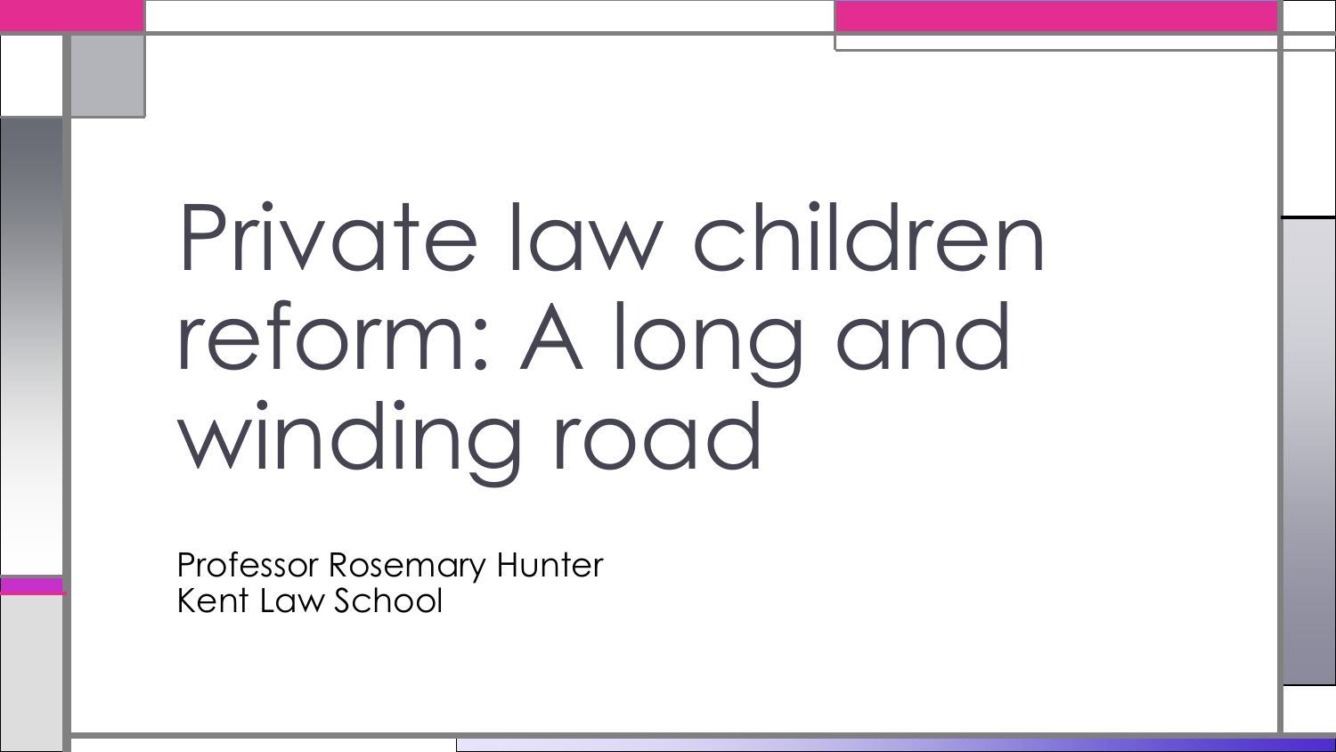# Private law children reform: A long and winding road

Professor Rosemary Hunter
Kent Law School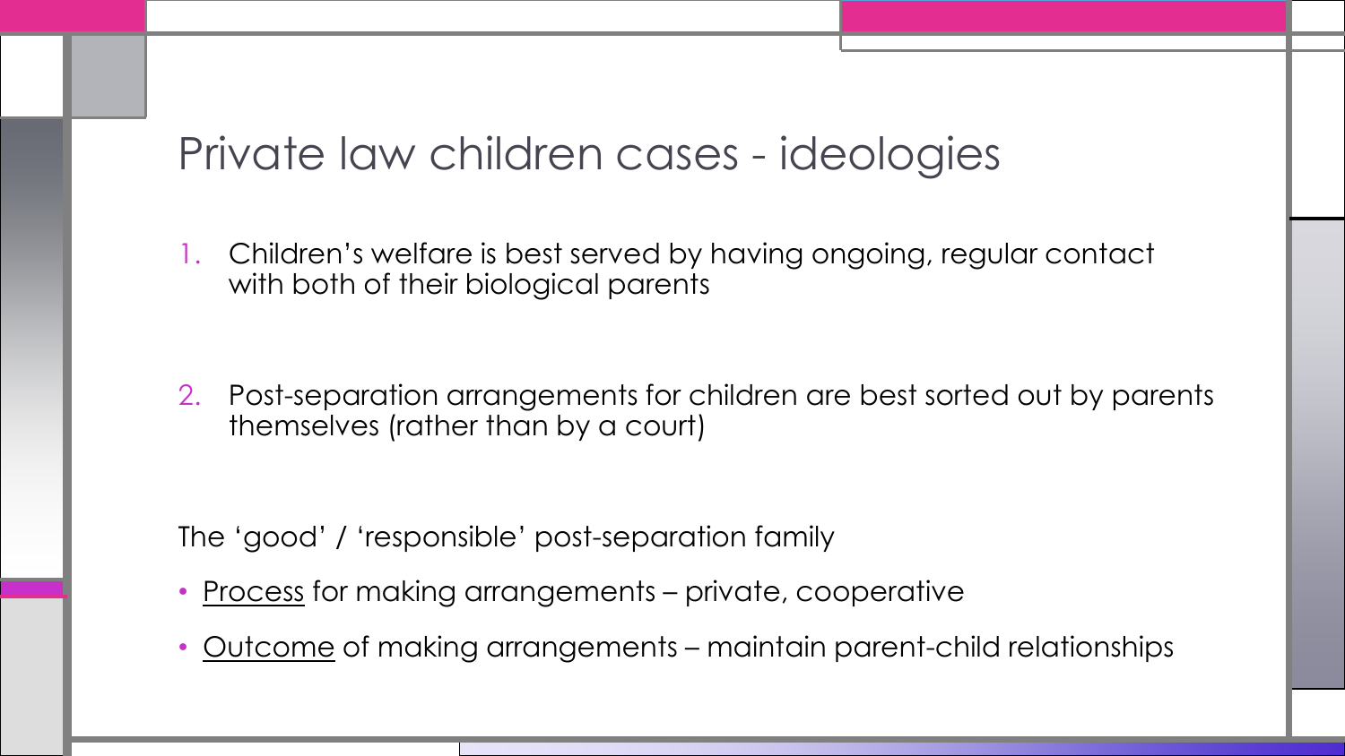# Private law children cases - ideologies

1. Children's welfare is best served by having ongoing, regular contact with both of their biological parents

2. Post-separation arrangements for children are best sorted out by parents themselves (rather than by a court)

The 'good' / 'responsible' post-separation family

- <u>Process</u> for making arrangements – private, cooperative
- <u>Outcome</u> of making arrangements – maintain parent-child relationships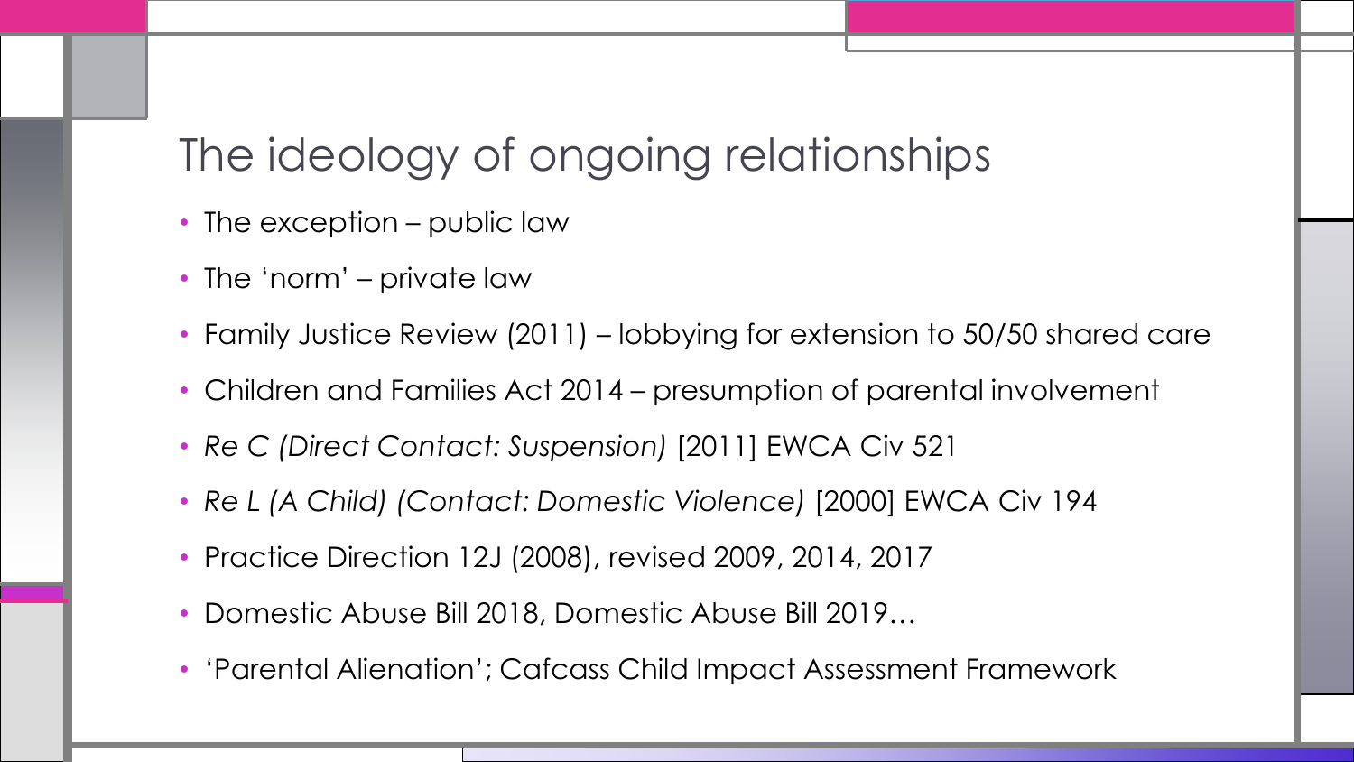# The ideology of ongoing relationships

- The exception – public law
- The 'norm' – private law
- Family Justice Review (2011) – lobbying for extension to 50/50 shared care
- Children and Families Act 2014 – presumption of parental involvement
- *Re C (Direct Contact: Suspension)* [2011] EWCA Civ 521
- *Re L (A Child) (Contact: Domestic Violence)* [2000] EWCA Civ 194
- Practice Direction 12J (2008), revised 2009, 2014, 2017
- Domestic Abuse Bill 2018, Domestic Abuse Bill 2019…
- 'Parental Alienation'; Cafcass Child Impact Assessment Framework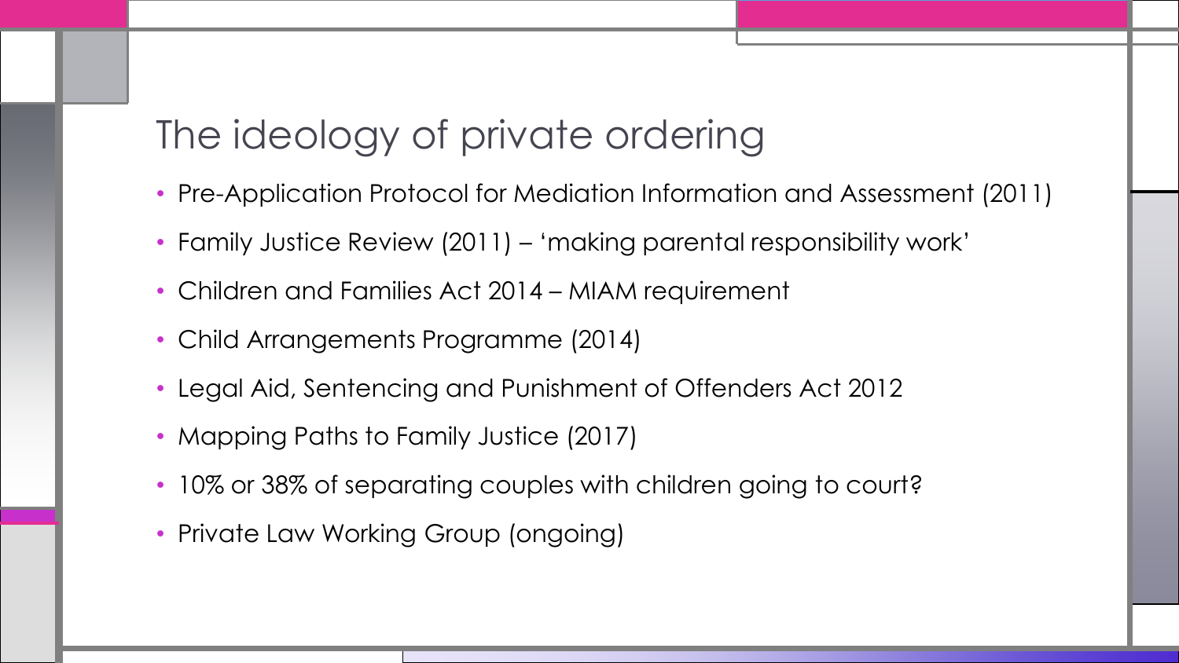# The ideology of private ordering

- Pre-Application Protocol for Mediation Information and Assessment (2011)
- Family Justice Review (2011) – 'making parental responsibility work'
- Children and Families Act 2014 – MIAM requirement
- Child Arrangements Programme (2014)
- Legal Aid, Sentencing and Punishment of Offenders Act 2012
- Mapping Paths to Family Justice (2017)
- 10% or 38% of separating couples with children going to court?
- Private Law Working Group (ongoing)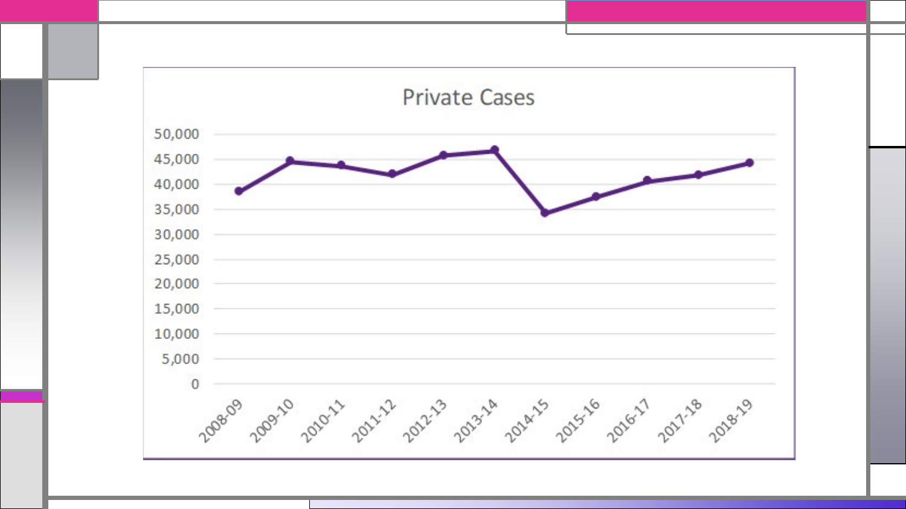## Private Cases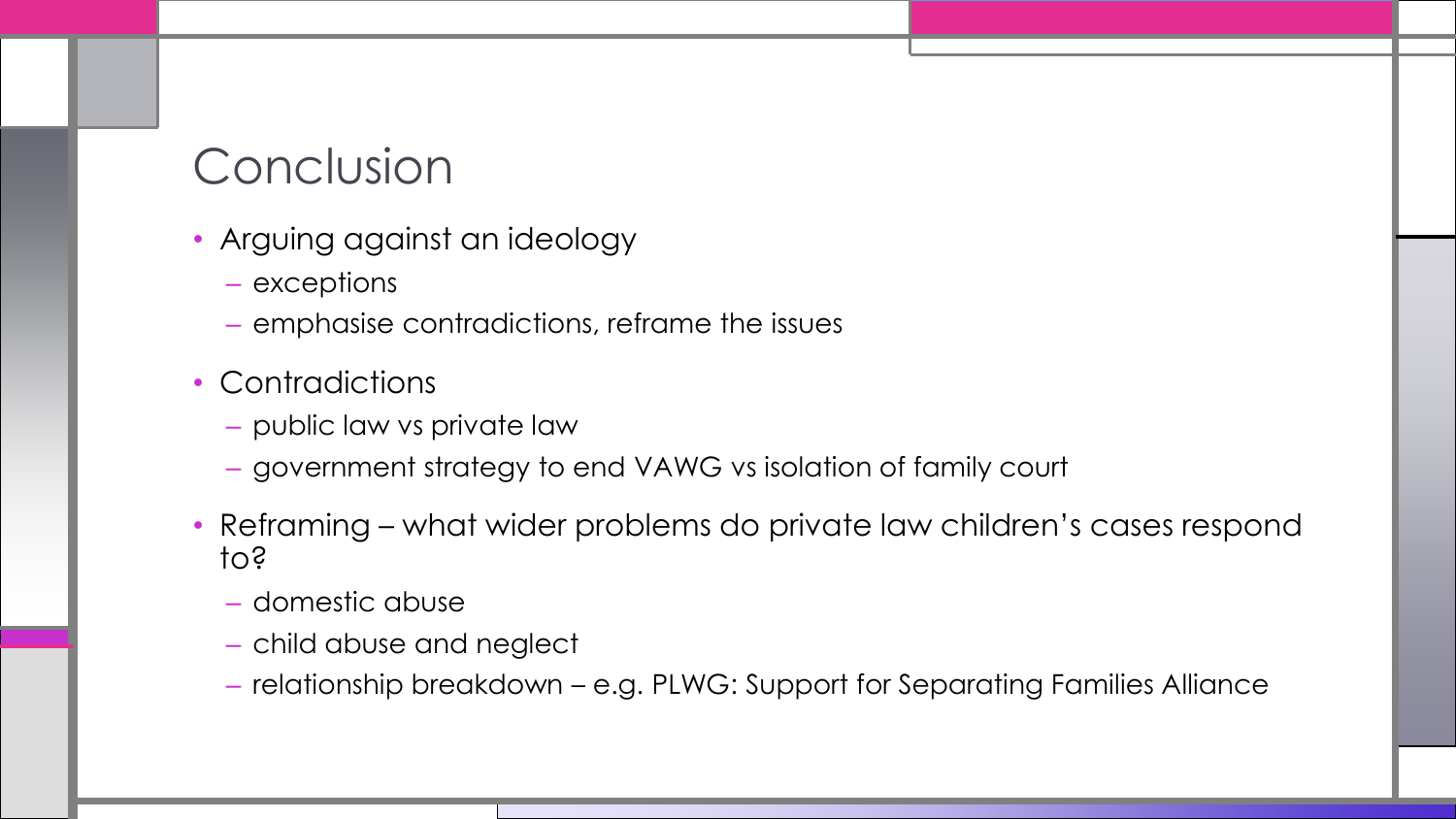# Conclusion

- Arguing against an ideology
  - exceptions
  - emphasise contradictions, reframe the issues
- Contradictions
  - public law vs private law
  - government strategy to end VAWG vs isolation of family court
- Reframing – what wider problems do private law children's cases respond to?
  - domestic abuse
  - child abuse and neglect
  - relationship breakdown – e.g. PLWG: Support for Separating Families Alliance